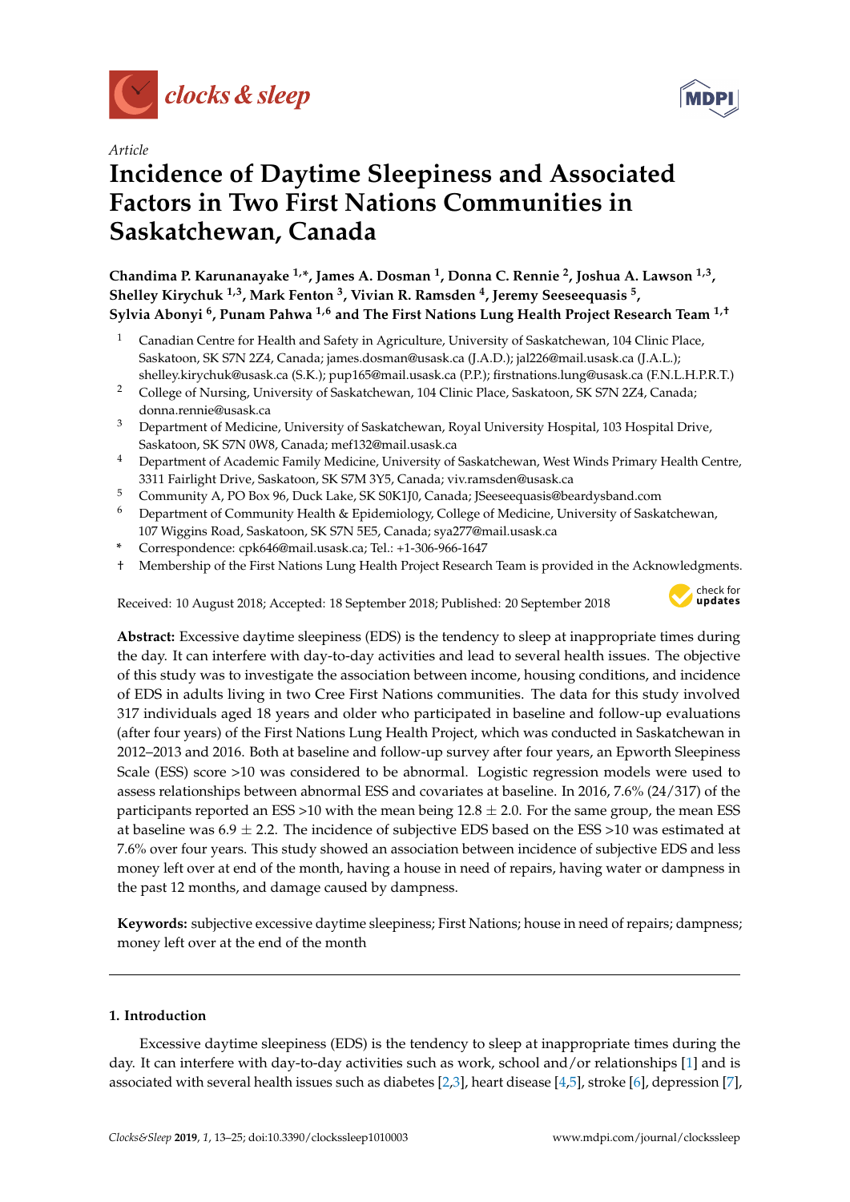*Article*

# Incidence of Daytime Sleepiness and Associated Factors in Two First Nations Communities in Saskatchewan, Canada

**Chandima P. Karunanayake [1,*], James A. Dosman [1], Donna C. Rennie [2], Joshua A. Lawson [1,3], Shelley Kirychuk [1,3], Mark Fenton [3], Vivian R. Ramsden [4], Jeremy Seeseequasis [5], Sylvia Abonyi [6], Punam Pahwa [1,6] and The First Nations Lung Health Project Research Team [1,†]**

1. Canadian Centre for Health and Safety in Agriculture, University of Saskatchewan, 104 Clinic Place, Saskatoon, SK S7N 2Z4, Canada; james.dosman@usask.ca (J.A.D.); jal226@mail.usask.ca (J.A.L.); shelley.kirychuk@usask.ca (S.K.); pup165@mail.usask.ca (P.P.); firstnations.lung@usask.ca (F.N.L.H.P.R.T.)
2. College of Nursing, University of Saskatchewan, 104 Clinic Place, Saskatoon, SK S7N 2Z4, Canada; donna.rennie@usask.ca
3. Department of Medicine, University of Saskatchewan, Royal University Hospital, 103 Hospital Drive, Saskatoon, SK S7N 0W8, Canada; mef132@mail.usask.ca
4. Department of Academic Family Medicine, University of Saskatchewan, West Winds Primary Health Centre, 3311 Fairlight Drive, Saskatoon, SK S7M 3Y5, Canada; viv.ramsden@usask.ca
5. Community A, PO Box 96, Duck Lake, SK S0K1J0, Canada; JSeeseequasis@beardysband.com
6. Department of Community Health & Epidemiology, College of Medicine, University of Saskatchewan, 107 Wiggins Road, Saskatoon, SK S7N 5E5, Canada; sya277@mail.usask.ca

\* Correspondence: cpk646@mail.usask.ca; Tel.: +1-306-966-1647

† Membership of the First Nations Lung Health Project Research Team is provided in the Acknowledgments.

Received: 10 August 2018; Accepted: 18 September 2018; Published: 20 September 2018

**Abstract:** Excessive daytime sleepiness (EDS) is the tendency to sleep at inappropriate times during the day. It can interfere with day-to-day activities and lead to several health issues. The objective of this study was to investigate the association between income, housing conditions, and incidence of EDS in adults living in two Cree First Nations communities. The data for this study involved 317 individuals aged 18 years and older who participated in baseline and follow-up evaluations (after four years) of the First Nations Lung Health Project, which was conducted in Saskatchewan in 2012–2013 and 2016. Both at baseline and follow-up survey after four years, an Epworth Sleepiness Scale (ESS) score >10 was considered to be abnormal. Logistic regression models were used to assess relationships between abnormal ESS and covariates at baseline. In 2016, 7.6% (24/317) of the participants reported an ESS >10 with the mean being 12.8 ± 2.0. For the same group, the mean ESS at baseline was 6.9 ± 2.2. The incidence of subjective EDS based on the ESS >10 was estimated at 7.6% over four years. This study showed an association between incidence of subjective EDS and less money left over at end of the month, having a house in need of repairs, having water or dampness in the past 12 months, and damage caused by dampness.

**Keywords:** subjective excessive daytime sleepiness; First Nations; house in need of repairs; dampness; money left over at the end of the month

## 1. Introduction

Excessive daytime sleepiness (EDS) is the tendency to sleep at inappropriate times during the day. It can interfere with day-to-day activities such as work, school and/or relationships [1] and is associated with several health issues such as diabetes [2,3], heart disease [4,5], stroke [6], depression [7],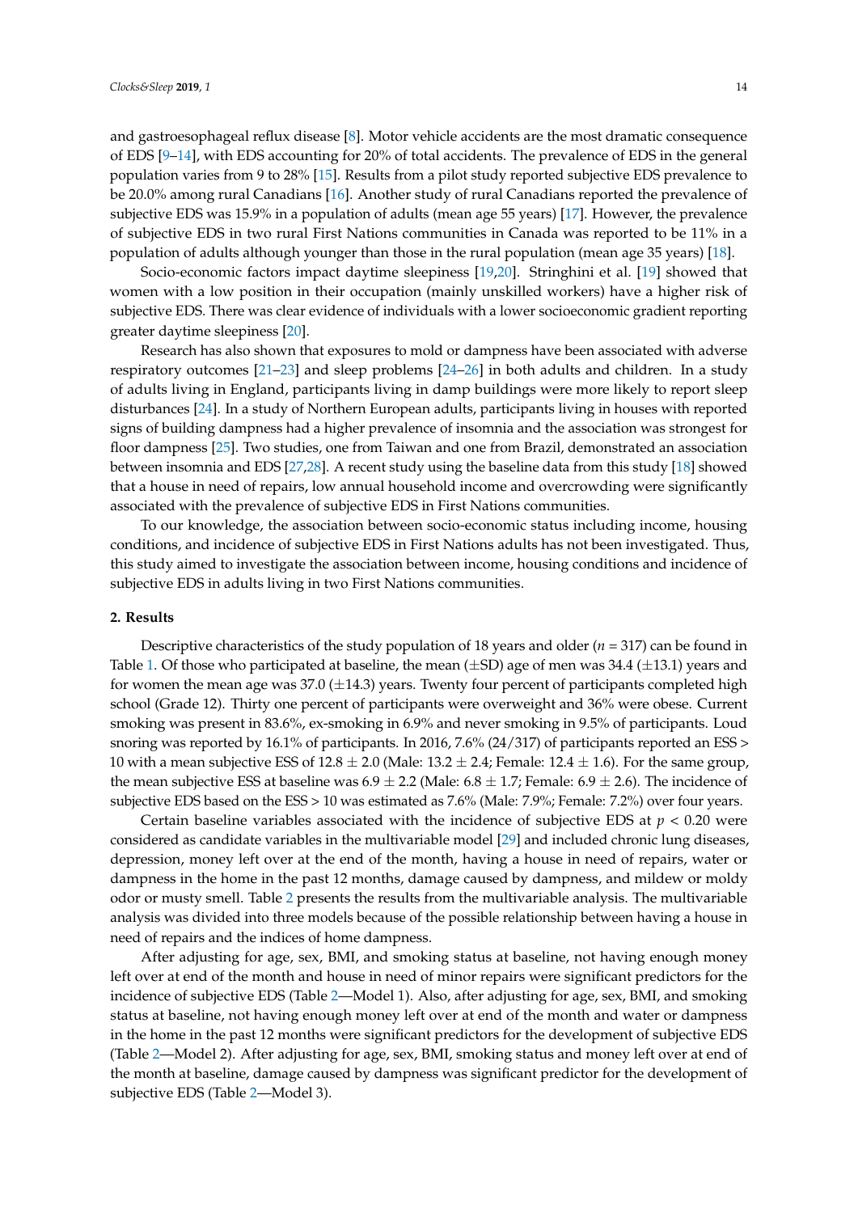and gastroesophageal reflux disease [8]. Motor vehicle accidents are the most dramatic consequence of EDS [9–14], with EDS accounting for 20% of total accidents. The prevalence of EDS in the general population varies from 9 to 28% [15]. Results from a pilot study reported subjective EDS prevalence to be 20.0% among rural Canadians [16]. Another study of rural Canadians reported the prevalence of subjective EDS was 15.9% in a population of adults (mean age 55 years) [17]. However, the prevalence of subjective EDS in two rural First Nations communities in Canada was reported to be 11% in a population of adults although younger than those in the rural population (mean age 35 years) [18].

Socio-economic factors impact daytime sleepiness [19,20]. Stringhini et al. [19] showed that women with a low position in their occupation (mainly unskilled workers) have a higher risk of subjective EDS. There was clear evidence of individuals with a lower socioeconomic gradient reporting greater daytime sleepiness [20].

Research has also shown that exposures to mold or dampness have been associated with adverse respiratory outcomes [21–23] and sleep problems [24–26] in both adults and children. In a study of adults living in England, participants living in damp buildings were more likely to report sleep disturbances [24]. In a study of Northern European adults, participants living in houses with reported signs of building dampness had a higher prevalence of insomnia and the association was strongest for floor dampness [25]. Two studies, one from Taiwan and one from Brazil, demonstrated an association between insomnia and EDS [27,28]. A recent study using the baseline data from this study [18] showed that a house in need of repairs, low annual household income and overcrowding were significantly associated with the prevalence of subjective EDS in First Nations communities.

To our knowledge, the association between socio-economic status including income, housing conditions, and incidence of subjective EDS in First Nations adults has not been investigated. Thus, this study aimed to investigate the association between income, housing conditions and incidence of subjective EDS in adults living in two First Nations communities.

## 2. Results

Descriptive characteristics of the study population of 18 years and older ($n = 317$) can be found in Table 1. Of those who participated at baseline, the mean ($\pm$SD) age of men was 34.4 ($\pm$13.1) years and for women the mean age was 37.0 ($\pm$14.3) years. Twenty four percent of participants completed high school (Grade 12). Thirty one percent of participants were overweight and 36% were obese. Current smoking was present in 83.6%, ex-smoking in 6.9% and never smoking in 9.5% of participants. Loud snoring was reported by 16.1% of participants. In 2016, 7.6% (24/317) of participants reported an ESS > 10 with a mean subjective ESS of 12.8 $\pm$ 2.0 (Male: 13.2 $\pm$ 2.4; Female: 12.4 $\pm$ 1.6). For the same group, the mean subjective ESS at baseline was 6.9 $\pm$ 2.2 (Male: 6.8 $\pm$ 1.7; Female: 6.9 $\pm$ 2.6). The incidence of subjective EDS based on the ESS > 10 was estimated as 7.6% (Male: 7.9%; Female: 7.2%) over four years.

Certain baseline variables associated with the incidence of subjective EDS at $p < 0.20$ were considered as candidate variables in the multivariable model [29] and included chronic lung diseases, depression, money left over at the end of the month, having a house in need of repairs, water or dampness in the home in the past 12 months, damage caused by dampness, and mildew or moldy odor or musty smell. Table 2 presents the results from the multivariable analysis. The multivariable analysis was divided into three models because of the possible relationship between having a house in need of repairs and the indices of home dampness.

After adjusting for age, sex, BMI, and smoking status at baseline, not having enough money left over at end of the month and house in need of minor repairs were significant predictors for the incidence of subjective EDS (Table 2—Model 1). Also, after adjusting for age, sex, BMI, and smoking status at baseline, not having enough money left over at end of the month and water or dampness in the home in the past 12 months were significant predictors for the development of subjective EDS (Table 2—Model 2). After adjusting for age, sex, BMI, smoking status and money left over at end of the month at baseline, damage caused by dampness was significant predictor for the development of subjective EDS (Table 2—Model 3).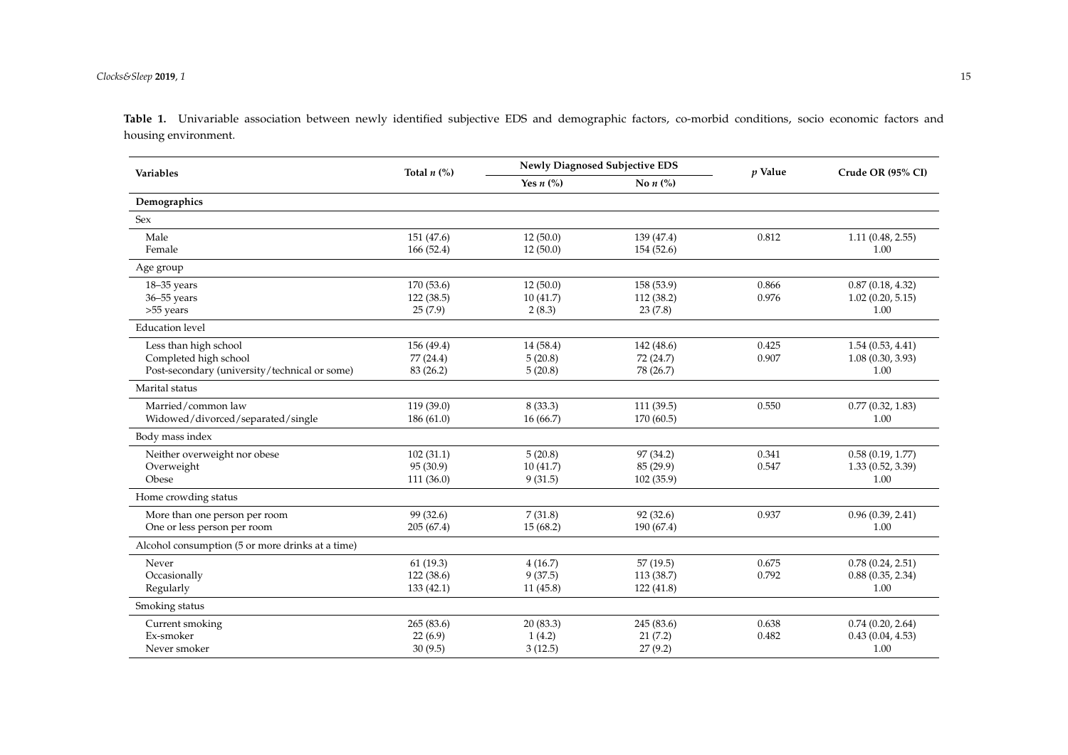**Table 1.** Univariable association between newly identified subjective EDS and demographic factors, co-morbid conditions, socio economic factors and housing environment.

| Variables | Total *n* (%) | Newly Diagnosed Subjective EDS | | *p* Value | Crude OR (95% CI) |
|---|---|---|---|---|---|
| | | Yes *n* (%) | No *n* (%) | | |
| **Demographics** | | | | | |
| Sex | | | | | |
| Male | 151 (47.6) | 12 (50.0) | 139 (47.4) | 0.812 | 1.11 (0.48, 2.55) |
| Female | 166 (52.4) | 12 (50.0) | 154 (52.6) | | 1.00 |
| Age group | | | | | |
| 18–35 years | 170 (53.6) | 12 (50.0) | 158 (53.9) | 0.866 | 0.87 (0.18, 4.32) |
| 36–55 years | 122 (38.5) | 10 (41.7) | 112 (38.2) | 0.976 | 1.02 (0.20, 5.15) |
| >55 years | 25 (7.9) | 2 (8.3) | 23 (7.8) | | 1.00 |
| Education level | | | | | |
| Less than high school | 156 (49.4) | 14 (58.4) | 142 (48.6) | 0.425 | 1.54 (0.53, 4.41) |
| Completed high school | 77 (24.4) | 5 (20.8) | 72 (24.7) | 0.907 | 1.08 (0.30, 3.93) |
| Post-secondary (university/technical or some) | 83 (26.2) | 5 (20.8) | 78 (26.7) | | 1.00 |
| Marital status | | | | | |
| Married/common law | 119 (39.0) | 8 (33.3) | 111 (39.5) | 0.550 | 0.77 (0.32, 1.83) |
| Widowed/divorced/separated/single | 186 (61.0) | 16 (66.7) | 170 (60.5) | | 1.00 |
| Body mass index | | | | | |
| Neither overweight nor obese | 102 (31.1) | 5 (20.8) | 97 (34.2) | 0.341 | 0.58 (0.19, 1.77) |
| Overweight | 95 (30.9) | 10 (41.7) | 85 (29.9) | 0.547 | 1.33 (0.52, 3.39) |
| Obese | 111 (36.0) | 9 (31.5) | 102 (35.9) | | 1.00 |
| Home crowding status | | | | | |
| More than one person per room | 99 (32.6) | 7 (31.8) | 92 (32.6) | 0.937 | 0.96 (0.39, 2.41) |
| One or less person per room | 205 (67.4) | 15 (68.2) | 190 (67.4) | | 1.00 |
| Alcohol consumption (5 or more drinks at a time) | | | | | |
| Never | 61 (19.3) | 4 (16.7) | 57 (19.5) | 0.675 | 0.78 (0.24, 2.51) |
| Occasionally | 122 (38.6) | 9 (37.5) | 113 (38.7) | 0.792 | 0.88 (0.35, 2.34) |
| Regularly | 133 (42.1) | 11 (45.8) | 122 (41.8) | | 1.00 |
| Smoking status | | | | | |
| Current smoking | 265 (83.6) | 20 (83.3) | 245 (83.6) | 0.638 | 0.74 (0.20, 2.64) |
| Ex-smoker | 22 (6.9) | 1 (4.2) | 21 (7.2) | 0.482 | 0.43 (0.04, 4.53) |
| Never smoker | 30 (9.5) | 3 (12.5) | 27 (9.2) | | 1.00 |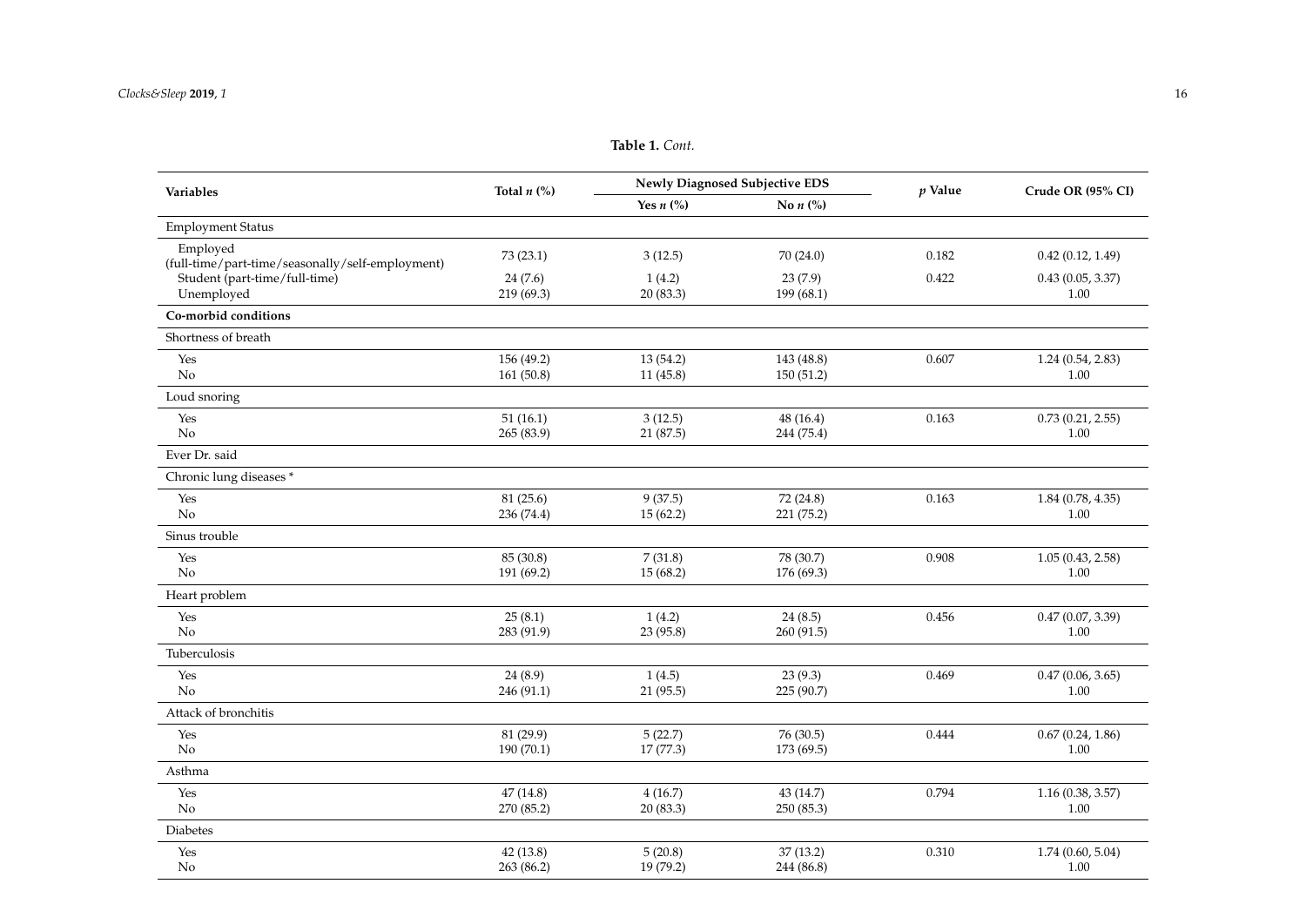**Table 1.** *Cont.*

| Variables | Total *n* (%) | Newly Diagnosed Subjective EDS | | *p* Value | Crude OR (95% CI) |
|---|---|---|---|---|---|
| | | Yes *n* (%) | No *n* (%) | | |
| Employment Status | | | | | |
| Employed (full-time/part-time/seasonally/self-employment) | 73 (23.1) | 3 (12.5) | 70 (24.0) | 0.182 | 0.42 (0.12, 1.49) |
| Student (part-time/full-time) | 24 (7.6) | 1 (4.2) | 23 (7.9) | 0.422 | 0.43 (0.05, 3.37) |
| Unemployed | 219 (69.3) | 20 (83.3) | 199 (68.1) | | 1.00 |
| **Co-morbid conditions** | | | | | |
| Shortness of breath | | | | | |
| Yes | 156 (49.2) | 13 (54.2) | 143 (48.8) | 0.607 | 1.24 (0.54, 2.83) |
| No | 161 (50.8) | 11 (45.8) | 150 (51.2) | | 1.00 |
| Loud snoring | | | | | |
| Yes | 51 (16.1) | 3 (12.5) | 48 (16.4) | 0.163 | 0.73 (0.21, 2.55) |
| No | 265 (83.9) | 21 (87.5) | 244 (75.4) | | 1.00 |
| Ever Dr. said | | | | | |
| Chronic lung diseases * | | | | | |
| Yes | 81 (25.6) | 9 (37.5) | 72 (24.8) | 0.163 | 1.84 (0.78, 4.35) |
| No | 236 (74.4) | 15 (62.2) | 221 (75.2) | | 1.00 |
| Sinus trouble | | | | | |
| Yes | 85 (30.8) | 7 (31.8) | 78 (30.7) | 0.908 | 1.05 (0.43, 2.58) |
| No | 191 (69.2) | 15 (68.2) | 176 (69.3) | | 1.00 |
| Heart problem | | | | | |
| Yes | 25 (8.1) | 1 (4.2) | 24 (8.5) | 0.456 | 0.47 (0.07, 3.39) |
| No | 283 (91.9) | 23 (95.8) | 260 (91.5) | | 1.00 |
| Tuberculosis | | | | | |
| Yes | 24 (8.9) | 1 (4.5) | 23 (9.3) | 0.469 | 0.47 (0.06, 3.65) |
| No | 246 (91.1) | 21 (95.5) | 225 (90.7) | | 1.00 |
| Attack of bronchitis | | | | | |
| Yes | 81 (29.9) | 5 (22.7) | 76 (30.5) | 0.444 | 0.67 (0.24, 1.86) |
| No | 190 (70.1) | 17 (77.3) | 173 (69.5) | | 1.00 |
| Asthma | | | | | |
| Yes | 47 (14.8) | 4 (16.7) | 43 (14.7) | 0.794 | 1.16 (0.38, 3.57) |
| No | 270 (85.2) | 20 (83.3) | 250 (85.3) | | 1.00 |
| Diabetes | | | | | |
| Yes | 42 (13.8) | 5 (20.8) | 37 (13.2) | 0.310 | 1.74 (0.60, 5.04) |
| No | 263 (86.2) | 19 (79.2) | 244 (86.8) | | 1.00 |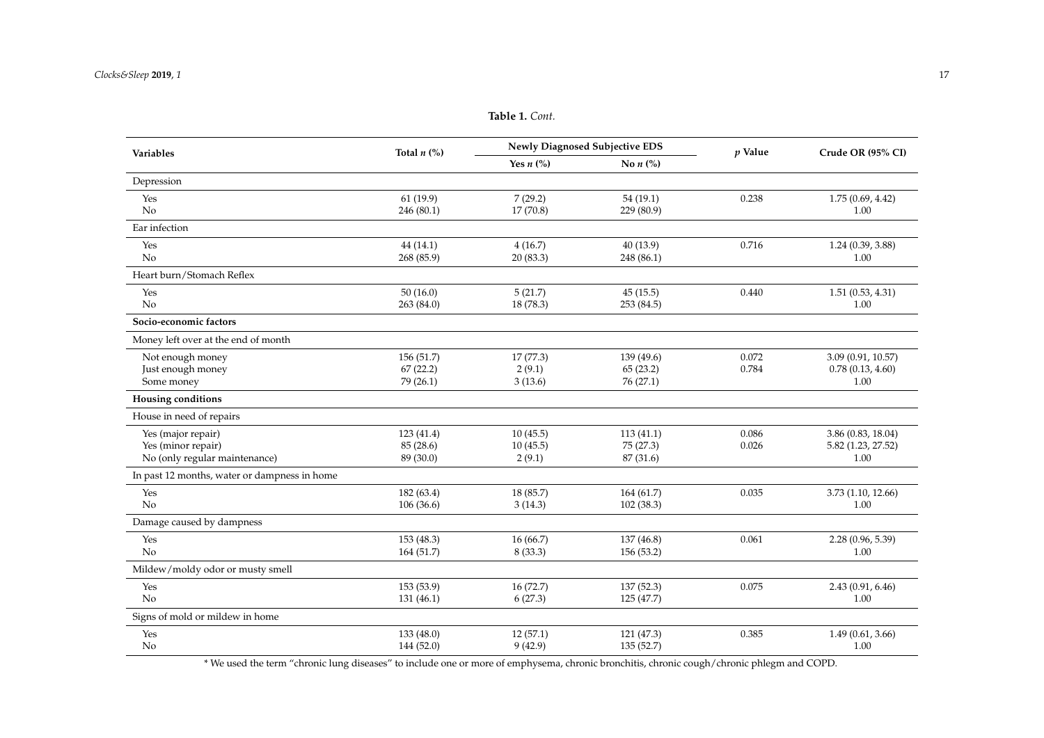**Table 1.** *Cont.*

| Variables | Total *n* (%) | Newly Diagnosed Subjective EDS | | *p* Value | Crude OR (95% CI) |
|---|---|---|---|---|---|
| | | Yes *n* (%) | No *n* (%) | | |
| Depression | | | | | |
| Yes | 61 (19.9) | 7 (29.2) | 54 (19.1) | 0.238 | 1.75 (0.69, 4.42) |
| No | 246 (80.1) | 17 (70.8) | 229 (80.9) | | 1.00 |
| Ear infection | | | | | |
| Yes | 44 (14.1) | 4 (16.7) | 40 (13.9) | 0.716 | 1.24 (0.39, 3.88) |
| No | 268 (85.9) | 20 (83.3) | 248 (86.1) | | 1.00 |
| Heart burn/Stomach Reflex | | | | | |
| Yes | 50 (16.0) | 5 (21.7) | 45 (15.5) | 0.440 | 1.51 (0.53, 4.31) |
| No | 263 (84.0) | 18 (78.3) | 253 (84.5) | | 1.00 |
| **Socio-economic factors** | | | | | |
| Money left over at the end of month | | | | | |
| Not enough money | 156 (51.7) | 17 (77.3) | 139 (49.6) | 0.072 | 3.09 (0.91, 10.57) |
| Just enough money | 67 (22.2) | 2 (9.1) | 65 (23.2) | 0.784 | 0.78 (0.13, 4.60) |
| Some money | 79 (26.1) | 3 (13.6) | 76 (27.1) | | 1.00 |
| **Housing conditions** | | | | | |
| House in need of repairs | | | | | |
| Yes (major repair) | 123 (41.4) | 10 (45.5) | 113 (41.1) | 0.086 | 3.86 (0.83, 18.04) |
| Yes (minor repair) | 85 (28.6) | 10 (45.5) | 75 (27.3) | 0.026 | 5.82 (1.23, 27.52) |
| No (only regular maintenance) | 89 (30.0) | 2 (9.1) | 87 (31.6) | | 1.00 |
| In past 12 months, water or dampness in home | | | | | |
| Yes | 182 (63.4) | 18 (85.7) | 164 (61.7) | 0.035 | 3.73 (1.10, 12.66) |
| No | 106 (36.6) | 3 (14.3) | 102 (38.3) | | 1.00 |
| Damage caused by dampness | | | | | |
| Yes | 153 (48.3) | 16 (66.7) | 137 (46.8) | 0.061 | 2.28 (0.96, 5.39) |
| No | 164 (51.7) | 8 (33.3) | 156 (53.2) | | 1.00 |
| Mildew/moldy odor or musty smell | | | | | |
| Yes | 153 (53.9) | 16 (72.7) | 137 (52.3) | 0.075 | 2.43 (0.91, 6.46) |
| No | 131 (46.1) | 6 (27.3) | 125 (47.7) | | 1.00 |
| Signs of mold or mildew in home | | | | | |
| Yes | 133 (48.0) | 12 (57.1) | 121 (47.3) | 0.385 | 1.49 (0.61, 3.66) |
| No | 144 (52.0) | 9 (42.9) | 135 (52.7) | | 1.00 |

\* We used the term "chronic lung diseases" to include one or more of emphysema, chronic bronchitis, chronic cough/chronic phlegm and COPD.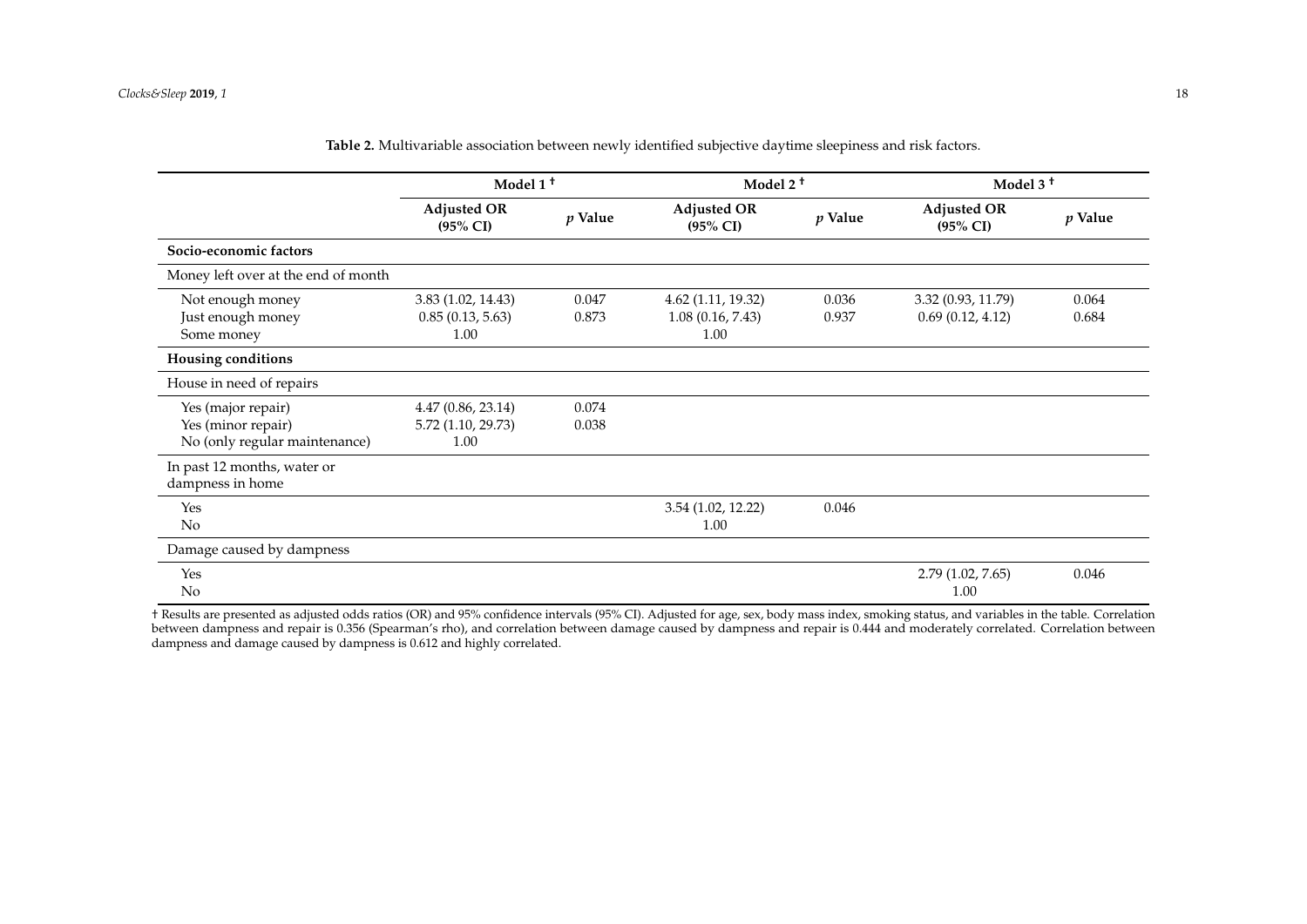**Table 2.** Multivariable association between newly identified subjective daytime sleepiness and risk factors.

| | Model 1 † | | Model 2 † | | Model 3 † | |
|---|---|---|---|---|---|---|
| | Adjusted OR (95% CI) | *p* Value | Adjusted OR (95% CI) | *p* Value | Adjusted OR (95% CI) | *p* Value |
| **Socio-economic factors** | | | | | | |
| Money left over at the end of month | | | | | | |
| Not enough money | 3.83 (1.02, 14.43) | 0.047 | 4.62 (1.11, 19.32) | 0.036 | 3.32 (0.93, 11.79) | 0.064 |
| Just enough money | 0.85 (0.13, 5.63) | 0.873 | 1.08 (0.16, 7.43) | 0.937 | 0.69 (0.12, 4.12) | 0.684 |
| Some money | 1.00 | | 1.00 | | | |
| **Housing conditions** | | | | | | |
| House in need of repairs | | | | | | |
| Yes (major repair) | 4.47 (0.86, 23.14) | 0.074 | | | | |
| Yes (minor repair) | 5.72 (1.10, 29.73) | 0.038 | | | | |
| No (only regular maintenance) | 1.00 | | | | | |
| In past 12 months, water or dampness in home | | | | | | |
| Yes | | | 3.54 (1.02, 12.22) | 0.046 | | |
| No | | | 1.00 | | | |
| Damage caused by dampness | | | | | | |
| Yes | | | | | 2.79 (1.02, 7.65) | 0.046 |
| No | | | | | 1.00 | |

† Results are presented as adjusted odds ratios (OR) and 95% confidence intervals (95% CI). Adjusted for age, sex, body mass index, smoking status, and variables in the table. Correlation between dampness and repair is 0.356 (Spearman's rho), and correlation between damage caused by dampness and repair is 0.444 and moderately correlated. Correlation between dampness and damage caused by dampness is 0.612 and highly correlated.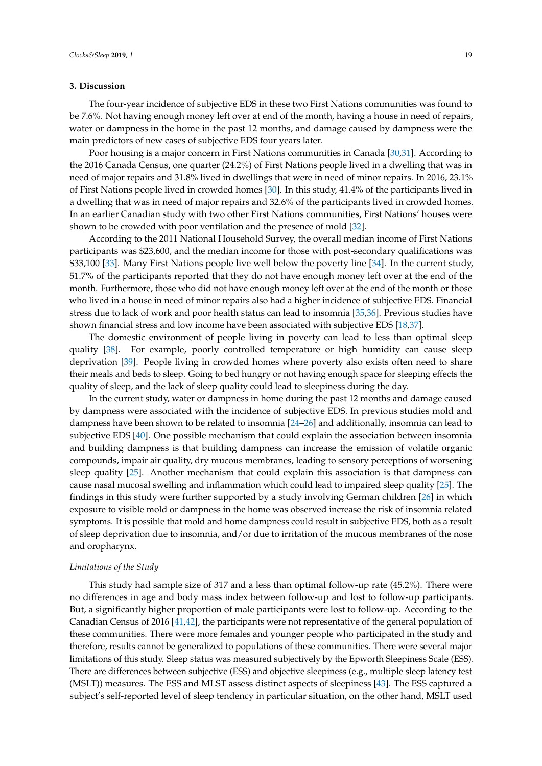## 3. Discussion

The four-year incidence of subjective EDS in these two First Nations communities was found to be 7.6%. Not having enough money left over at end of the month, having a house in need of repairs, water or dampness in the home in the past 12 months, and damage caused by dampness were the main predictors of new cases of subjective EDS four years later.

Poor housing is a major concern in First Nations communities in Canada [30,31]. According to the 2016 Canada Census, one quarter (24.2%) of First Nations people lived in a dwelling that was in need of major repairs and 31.8% lived in dwellings that were in need of minor repairs. In 2016, 23.1% of First Nations people lived in crowded homes [30]. In this study, 41.4% of the participants lived in a dwelling that was in need of major repairs and 32.6% of the participants lived in crowded homes. In an earlier Canadian study with two other First Nations communities, First Nations' houses were shown to be crowded with poor ventilation and the presence of mold [32].

According to the 2011 National Household Survey, the overall median income of First Nations participants was $23,600, and the median income for those with post-secondary qualifications was $33,100 [33]. Many First Nations people live well below the poverty line [34]. In the current study, 51.7% of the participants reported that they do not have enough money left over at the end of the month. Furthermore, those who did not have enough money left over at the end of the month or those who lived in a house in need of minor repairs also had a higher incidence of subjective EDS. Financial stress due to lack of work and poor health status can lead to insomnia [35,36]. Previous studies have shown financial stress and low income have been associated with subjective EDS [18,37].

The domestic environment of people living in poverty can lead to less than optimal sleep quality [38]. For example, poorly controlled temperature or high humidity can cause sleep deprivation [39]. People living in crowded homes where poverty also exists often need to share their meals and beds to sleep. Going to bed hungry or not having enough space for sleeping effects the quality of sleep, and the lack of sleep quality could lead to sleepiness during the day.

In the current study, water or dampness in home during the past 12 months and damage caused by dampness were associated with the incidence of subjective EDS. In previous studies mold and dampness have been shown to be related to insomnia [24–26] and additionally, insomnia can lead to subjective EDS [40]. One possible mechanism that could explain the association between insomnia and building dampness is that building dampness can increase the emission of volatile organic compounds, impair air quality, dry mucous membranes, leading to sensory perceptions of worsening sleep quality [25]. Another mechanism that could explain this association is that dampness can cause nasal mucosal swelling and inflammation which could lead to impaired sleep quality [25]. The findings in this study were further supported by a study involving German children [26] in which exposure to visible mold or dampness in the home was observed increase the risk of insomnia related symptoms. It is possible that mold and home dampness could result in subjective EDS, both as a result of sleep deprivation due to insomnia, and/or due to irritation of the mucous membranes of the nose and oropharynx.

### *Limitations of the Study*

This study had sample size of 317 and a less than optimal follow-up rate (45.2%). There were no differences in age and body mass index between follow-up and lost to follow-up participants. But, a significantly higher proportion of male participants were lost to follow-up. According to the Canadian Census of 2016 [41,42], the participants were not representative of the general population of these communities. There were more females and younger people who participated in the study and therefore, results cannot be generalized to populations of these communities. There were several major limitations of this study. Sleep status was measured subjectively by the Epworth Sleepiness Scale (ESS). There are differences between subjective (ESS) and objective sleepiness (e.g., multiple sleep latency test (MSLT)) measures. The ESS and MLST assess distinct aspects of sleepiness [43]. The ESS captured a subject's self-reported level of sleep tendency in particular situation, on the other hand, MSLT used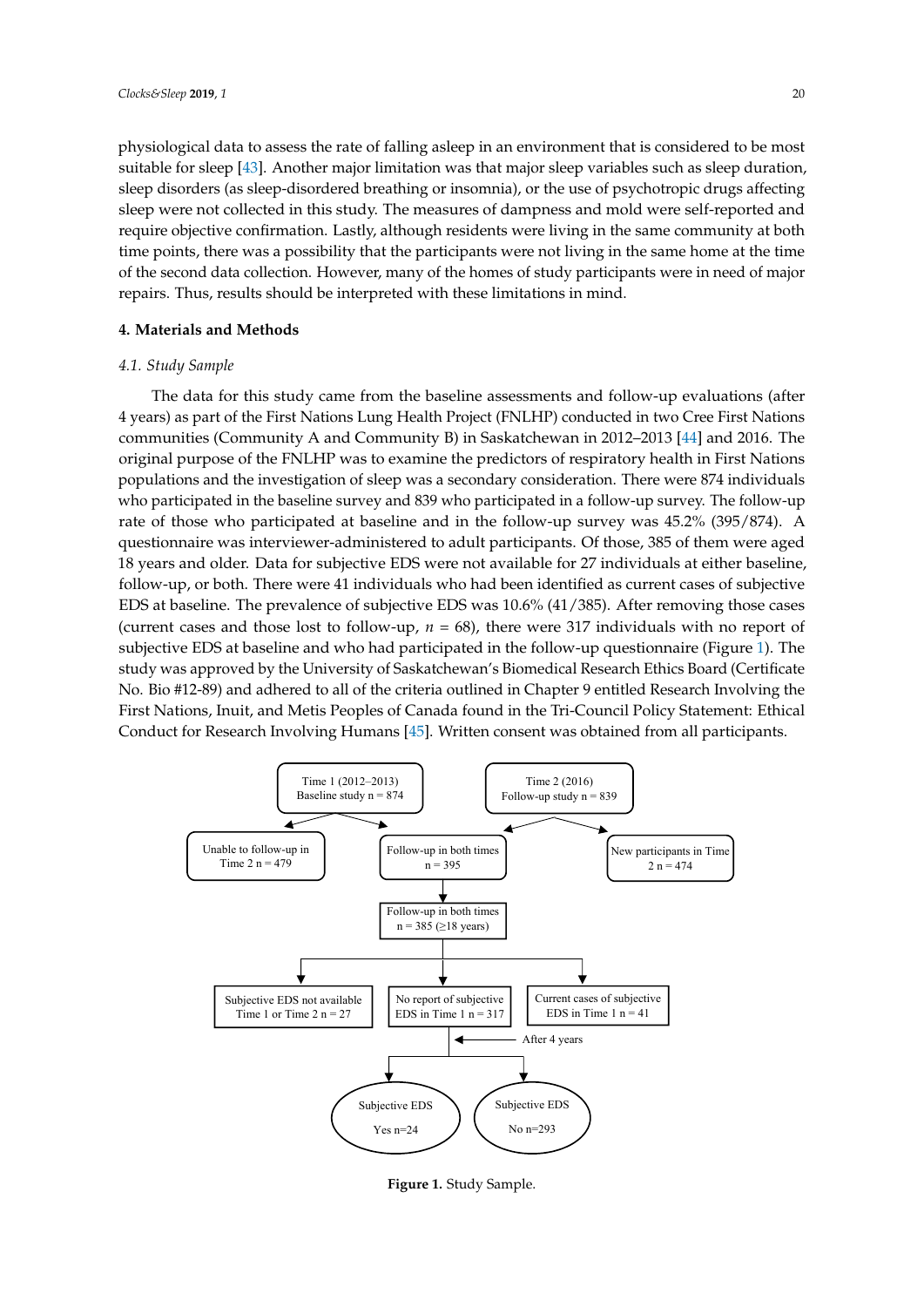physiological data to assess the rate of falling asleep in an environment that is considered to be most suitable for sleep [43]. Another major limitation was that major sleep variables such as sleep duration, sleep disorders (as sleep-disordered breathing or insomnia), or the use of psychotropic drugs affecting sleep were not collected in this study. The measures of dampness and mold were self-reported and require objective confirmation. Lastly, although residents were living in the same community at both time points, there was a possibility that the participants were not living in the same home at the time of the second data collection. However, many of the homes of study participants were in need of major repairs. Thus, results should be interpreted with these limitations in mind.

## 4. Materials and Methods

### 4.1. Study Sample

The data for this study came from the baseline assessments and follow-up evaluations (after 4 years) as part of the First Nations Lung Health Project (FNLHP) conducted in two Cree First Nations communities (Community A and Community B) in Saskatchewan in 2012–2013 [44] and 2016. The original purpose of the FNLHP was to examine the predictors of respiratory health in First Nations populations and the investigation of sleep was a secondary consideration. There were 874 individuals who participated in the baseline survey and 839 who participated in a follow-up survey. The follow-up rate of those who participated at baseline and in the follow-up survey was 45.2% (395/874). A questionnaire was interviewer-administered to adult participants. Of those, 385 of them were aged 18 years and older. Data for subjective EDS were not available for 27 individuals at either baseline, follow-up, or both. There were 41 individuals who had been identified as current cases of subjective EDS at baseline. The prevalence of subjective EDS was 10.6% (41/385). After removing those cases (current cases and those lost to follow-up, *n* = 68), there were 317 individuals with no report of subjective EDS at baseline and who had participated in the follow-up questionnaire (Figure 1). The study was approved by the University of Saskatchewan's Biomedical Research Ethics Board (Certificate No. Bio #12-89) and adhered to all of the criteria outlined in Chapter 9 entitled Research Involving the First Nations, Inuit, and Metis Peoples of Canada found in the Tri-Council Policy Statement: Ethical Conduct for Research Involving Humans [45]. Written consent was obtained from all participants.

Time 1 (2012–2013) Baseline study n = 874

Time 2 (2016) Follow-up study n = 839

Unable to follow-up in Time 2 n = 479

Follow-up in both times n = 395

New participants in Time 2 n = 474

Follow-up in both times n = 385 (≥18 years)

Subjective EDS not available Time 1 or Time 2 n = 27

No report of subjective EDS in Time 1 n = 317

Current cases of subjective EDS in Time 1 n = 41

After 4 years

Subjective EDS Yes n=24

Subjective EDS No n=293

**Figure 1.** Study Sample.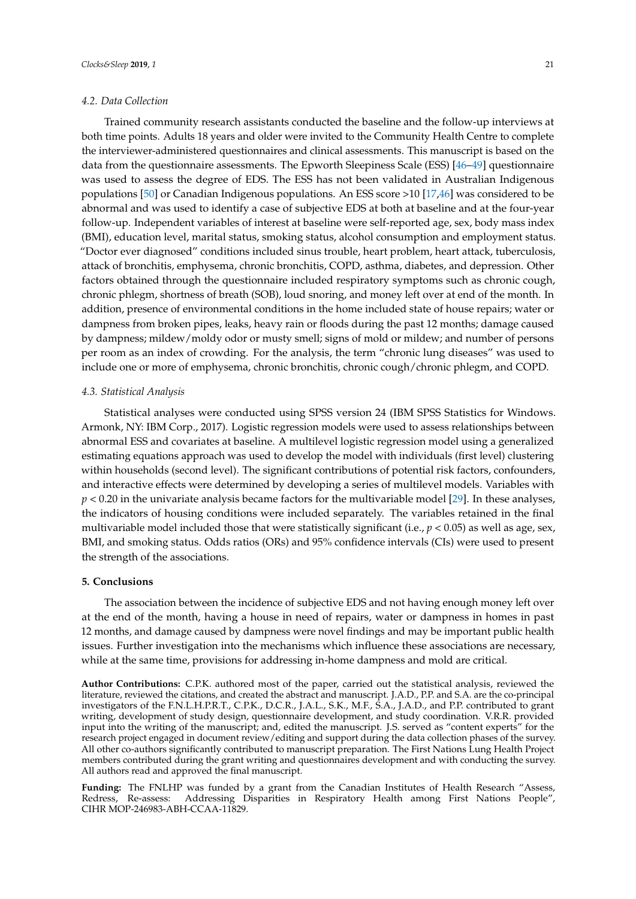### 4.2. Data Collection

Trained community research assistants conducted the baseline and the follow-up interviews at both time points. Adults 18 years and older were invited to the Community Health Centre to complete the interviewer-administered questionnaires and clinical assessments. This manuscript is based on the data from the questionnaire assessments. The Epworth Sleepiness Scale (ESS) [46–49] questionnaire was used to assess the degree of EDS. The ESS has not been validated in Australian Indigenous populations [50] or Canadian Indigenous populations. An ESS score >10 [17,46] was considered to be abnormal and was used to identify a case of subjective EDS at both at baseline and at the four-year follow-up. Independent variables of interest at baseline were self-reported age, sex, body mass index (BMI), education level, marital status, smoking status, alcohol consumption and employment status. "Doctor ever diagnosed" conditions included sinus trouble, heart problem, heart attack, tuberculosis, attack of bronchitis, emphysema, chronic bronchitis, COPD, asthma, diabetes, and depression. Other factors obtained through the questionnaire included respiratory symptoms such as chronic cough, chronic phlegm, shortness of breath (SOB), loud snoring, and money left over at end of the month. In addition, presence of environmental conditions in the home included state of house repairs; water or dampness from broken pipes, leaks, heavy rain or floods during the past 12 months; damage caused by dampness; mildew/moldy odor or musty smell; signs of mold or mildew; and number of persons per room as an index of crowding. For the analysis, the term "chronic lung diseases" was used to include one or more of emphysema, chronic bronchitis, chronic cough/chronic phlegm, and COPD.

### 4.3. Statistical Analysis

Statistical analyses were conducted using SPSS version 24 (IBM SPSS Statistics for Windows. Armonk, NY: IBM Corp., 2017). Logistic regression models were used to assess relationships between abnormal ESS and covariates at baseline. A multilevel logistic regression model using a generalized estimating equations approach was used to develop the model with individuals (first level) clustering within households (second level). The significant contributions of potential risk factors, confounders, and interactive effects were determined by developing a series of multilevel models. Variables with $p < 0.20$ in the univariate analysis became factors for the multivariable model [29]. In these analyses, the indicators of housing conditions were included separately. The variables retained in the final multivariable model included those that were statistically significant (i.e., $p < 0.05$) as well as age, sex, BMI, and smoking status. Odds ratios (ORs) and 95% confidence intervals (CIs) were used to present the strength of the associations.

## 5. Conclusions

The association between the incidence of subjective EDS and not having enough money left over at the end of the month, having a house in need of repairs, water or dampness in homes in past 12 months, and damage caused by dampness were novel findings and may be important public health issues. Further investigation into the mechanisms which influence these associations are necessary, while at the same time, provisions for addressing in-home dampness and mold are critical.

**Author Contributions:** C.P.K. authored most of the paper, carried out the statistical analysis, reviewed the literature, reviewed the citations, and created the abstract and manuscript. J.A.D., P.P. and S.A. are the co-principal investigators of the F.N.L.H.P.R.T., C.P.K., D.C.R., J.A.L., S.K., M.F., S.A., J.A.D., and P.P. contributed to grant writing, development of study design, questionnaire development, and study coordination. V.R.R. provided input into the writing of the manuscript; and, edited the manuscript. J.S. served as "content experts" for the research project engaged in document review/editing and support during the data collection phases of the survey. All other co-authors significantly contributed to manuscript preparation. The First Nations Lung Health Project members contributed during the grant writing and questionnaires development and with conducting the survey. All authors read and approved the final manuscript.

**Funding:** The FNLHP was funded by a grant from the Canadian Institutes of Health Research "Assess, Redress, Re-assess: Addressing Disparities in Respiratory Health among First Nations People", CIHR MOP-246983-ABH-CCAA-11829.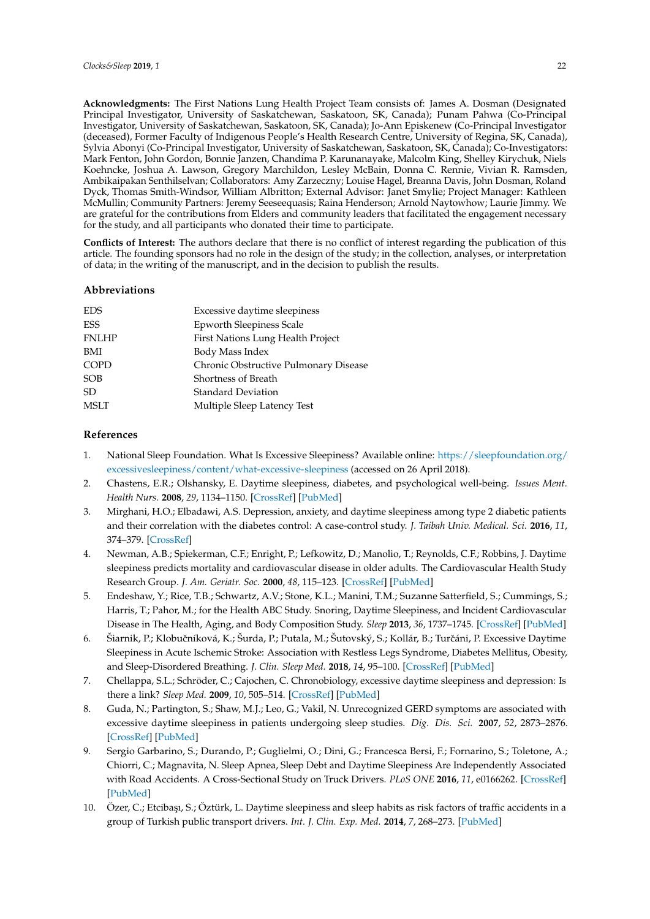**Acknowledgments:** The First Nations Lung Health Project Team consists of: James A. Dosman (Designated Principal Investigator, University of Saskatchewan, Saskatoon, SK, Canada); Punam Pahwa (Co-Principal Investigator, University of Saskatchewan, Saskatoon, SK, Canada); Jo-Ann Episkenew (Co-Principal Investigator (deceased), Former Faculty of Indigenous People's Health Research Centre, University of Regina, SK, Canada), Sylvia Abonyi (Co-Principal Investigator, University of Saskatchewan, Saskatoon, SK, Canada); Co-Investigators: Mark Fenton, John Gordon, Bonnie Janzen, Chandima P. Karunanayake, Malcolm King, Shelley Kirychuk, Niels Koehncke, Joshua A. Lawson, Gregory Marchildon, Lesley McBain, Donna C. Rennie, Vivian R. Ramsden, Ambikaipakan Senthilselvan; Collaborators: Amy Zarzeczny; Louise Hagel, Breanna Davis, John Dosman, Roland Dyck, Thomas Smith-Windsor, William Albritton; External Advisor: Janet Smylie; Project Manager: Kathleen McMullin; Community Partners: Jeremy Seeseequasis; Raina Henderson; Arnold Naytowhow; Laurie Jimmy. We are grateful for the contributions from Elders and community leaders that facilitated the engagement necessary for the study, and all participants who donated their time to participate.

**Conflicts of Interest:** The authors declare that there is no conflict of interest regarding the publication of this article. The founding sponsors had no role in the design of the study; in the collection, analyses, or interpretation of data; in the writing of the manuscript, and in the decision to publish the results.

## Abbreviations

| | |
|---|---|
| EDS | Excessive daytime sleepiness |
| ESS | Epworth Sleepiness Scale |
| FNLHP | First Nations Lung Health Project |
| BMI | Body Mass Index |
| COPD | Chronic Obstructive Pulmonary Disease |
| SOB | Shortness of Breath |
| SD | Standard Deviation |
| MSLT | Multiple Sleep Latency Test |

## References

1. National Sleep Foundation. What Is Excessive Sleepiness? Available online: https://sleepfoundation.org/excessivesleepiness/content/what-excessive-sleepiness (accessed on 26 April 2018).
2. Chastens, E.R.; Olshansky, E. Daytime sleepiness, diabetes, and psychological well-being. *Issues Ment. Health Nurs.* **2008**, *29*, 1134–1150. [CrossRef] [PubMed]
3. Mirghani, H.O.; Elbadawi, A.S. Depression, anxiety, and daytime sleepiness among type 2 diabetic patients and their correlation with the diabetes control: A case-control study. *J. Taibah Univ. Medical. Sci.* **2016**, *11*, 374–379. [CrossRef]
4. Newman, A.B.; Spiekerman, C.F.; Enright, P.; Lefkowitz, D.; Manolio, T.; Reynolds, C.F.; Robbins, J. Daytime sleepiness predicts mortality and cardiovascular disease in older adults. The Cardiovascular Health Study Research Group. *J. Am. Geriatr. Soc.* **2000**, *48*, 115–123. [CrossRef] [PubMed]
5. Endeshaw, Y.; Rice, T.B.; Schwartz, A.V.; Stone, K.L.; Manini, T.M.; Suzanne Satterfield, S.; Cummings, S.; Harris, T.; Pahor, M.; for the Health ABC Study. Snoring, Daytime Sleepiness, and Incident Cardiovascular Disease in The Health, Aging, and Body Composition Study. *Sleep* **2013**, *36*, 1737–1745. [CrossRef] [PubMed]
6. Šiarnik, P.; Klobučníková, K.; Šurda, P.; Putala, M.; Šutovský, S.; Kollár, B.; Turčáni, P. Excessive Daytime Sleepiness in Acute Ischemic Stroke: Association with Restless Legs Syndrome, Diabetes Mellitus, Obesity, and Sleep-Disordered Breathing. *J. Clin. Sleep Med.* **2018**, *14*, 95–100. [CrossRef] [PubMed]
7. Chellappa, S.L.; Schröder, C.; Cajochen, C. Chronobiology, excessive daytime sleepiness and depression: Is there a link? *Sleep Med.* **2009**, *10*, 505–514. [CrossRef] [PubMed]
8. Guda, N.; Partington, S.; Shaw, M.J.; Leo, G.; Vakil, N. Unrecognized GERD symptoms are associated with excessive daytime sleepiness in patients undergoing sleep studies. *Dig. Dis. Sci.* **2007**, *52*, 2873–2876. [CrossRef] [PubMed]
9. Sergio Garbarino, S.; Durando, P.; Guglielmi, O.; Dini, G.; Francesca Bersi, F.; Fornarino, S.; Toletone, A.; Chiorri, C.; Magnavita, N. Sleep Apnea, Sleep Debt and Daytime Sleepiness Are Independently Associated with Road Accidents. A Cross-Sectional Study on Truck Drivers. *PLoS ONE* **2016**, *11*, e0166262. [CrossRef] [PubMed]
10. Özer, C.; Etcibaşı, S.; Öztürk, L. Daytime sleepiness and sleep habits as risk factors of traffic accidents in a group of Turkish public transport drivers. *Int. J. Clin. Exp. Med.* **2014**, *7*, 268–273. [PubMed]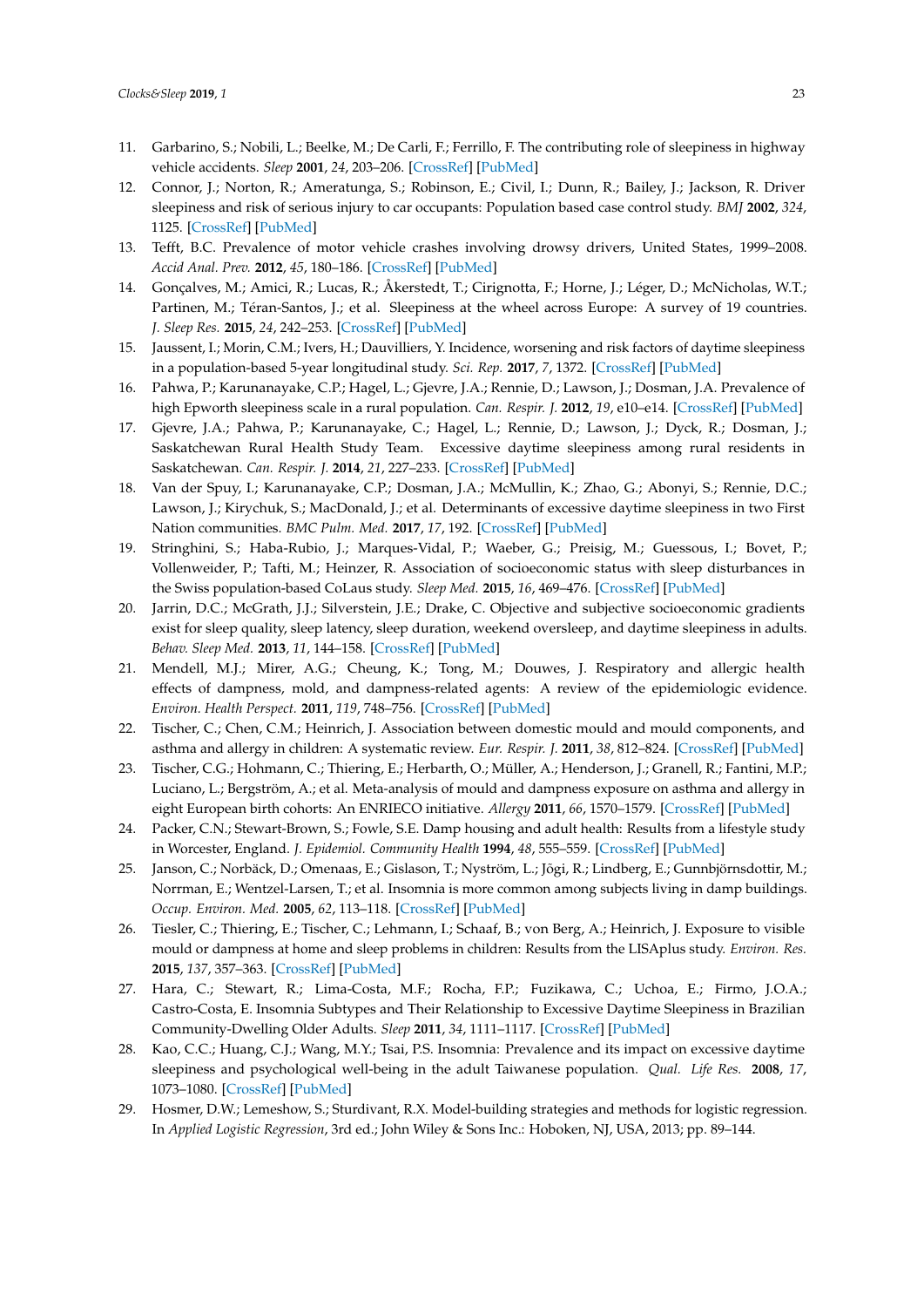11. Garbarino, S.; Nobili, L.; Beelke, M.; De Carli, F.; Ferrillo, F. The contributing role of sleepiness in highway vehicle accidents. *Sleep* **2001**, *24*, 203–206. [CrossRef] [PubMed]
12. Connor, J.; Norton, R.; Ameratunga, S.; Robinson, E.; Civil, I.; Dunn, R.; Bailey, J.; Jackson, R. Driver sleepiness and risk of serious injury to car occupants: Population based case control study. *BMJ* **2002**, *324*, 1125. [CrossRef] [PubMed]
13. Tefft, B.C. Prevalence of motor vehicle crashes involving drowsy drivers, United States, 1999–2008. *Accid Anal. Prev.* **2012**, *45*, 180–186. [CrossRef] [PubMed]
14. Gonçalves, M.; Amici, R.; Lucas, R.; Åkerstedt, T.; Cirignotta, F.; Horne, J.; Léger, D.; McNicholas, W.T.; Partinen, M.; Téran-Santos, J.; et al. Sleepiness at the wheel across Europe: A survey of 19 countries. *J. Sleep Res.* **2015**, *24*, 242–253. [CrossRef] [PubMed]
15. Jaussent, I.; Morin, C.M.; Ivers, H.; Dauvilliers, Y. Incidence, worsening and risk factors of daytime sleepiness in a population-based 5-year longitudinal study. *Sci. Rep.* **2017**, *7*, 1372. [CrossRef] [PubMed]
16. Pahwa, P.; Karunanayake, C.P.; Hagel, L.; Gjevre, J.A.; Rennie, D.; Lawson, J.; Dosman, J.A. Prevalence of high Epworth sleepiness scale in a rural population. *Can. Respir. J.* **2012**, *19*, e10–e14. [CrossRef] [PubMed]
17. Gjevre, J.A.; Pahwa, P.; Karunanayake, C.; Hagel, L.; Rennie, D.; Lawson, J.; Dyck, R.; Dosman, J.; Saskatchewan Rural Health Study Team. Excessive daytime sleepiness among rural residents in Saskatchewan. *Can. Respir. J.* **2014**, *21*, 227–233. [CrossRef] [PubMed]
18. Van der Spuy, I.; Karunanayake, C.P.; Dosman, J.A.; McMullin, K.; Zhao, G.; Abonyi, S.; Rennie, D.C.; Lawson, J.; Kirychuk, S.; MacDonald, J.; et al. Determinants of excessive daytime sleepiness in two First Nation communities. *BMC Pulm. Med.* **2017**, *17*, 192. [CrossRef] [PubMed]
19. Stringhini, S.; Haba-Rubio, J.; Marques-Vidal, P.; Waeber, G.; Preisig, M.; Guessous, I.; Bovet, P.; Vollenweider, P.; Tafti, M.; Heinzer, R. Association of socioeconomic status with sleep disturbances in the Swiss population-based CoLaus study. *Sleep Med.* **2015**, *16*, 469–476. [CrossRef] [PubMed]
20. Jarrin, D.C.; McGrath, J.J.; Silverstein, J.E.; Drake, C. Objective and subjective socioeconomic gradients exist for sleep quality, sleep latency, sleep duration, weekend oversleep, and daytime sleepiness in adults. *Behav. Sleep Med.* **2013**, *11*, 144–158. [CrossRef] [PubMed]
21. Mendell, M.J.; Mirer, A.G.; Cheung, K.; Tong, M.; Douwes, J. Respiratory and allergic health effects of dampness, mold, and dampness-related agents: A review of the epidemiologic evidence. *Environ. Health Perspect.* **2011**, *119*, 748–756. [CrossRef] [PubMed]
22. Tischer, C.; Chen, C.M.; Heinrich, J. Association between domestic mould and mould components, and asthma and allergy in children: A systematic review. *Eur. Respir. J.* **2011**, *38*, 812–824. [CrossRef] [PubMed]
23. Tischer, C.G.; Hohmann, C.; Thiering, E.; Herbarth, O.; Müller, A.; Henderson, J.; Granell, R.; Fantini, M.P.; Luciano, L.; Bergström, A.; et al. Meta-analysis of mould and dampness exposure on asthma and allergy in eight European birth cohorts: An ENRIECO initiative. *Allergy* **2011**, *66*, 1570–1579. [CrossRef] [PubMed]
24. Packer, C.N.; Stewart-Brown, S.; Fowle, S.E. Damp housing and adult health: Results from a lifestyle study in Worcester, England. *J. Epidemiol. Community Health* **1994**, *48*, 555–559. [CrossRef] [PubMed]
25. Janson, C.; Norbäck, D.; Omenaas, E.; Gislason, T.; Nyström, L.; Jõgi, R.; Lindberg, E.; Gunnbjörnsdottir, M.; Norrman, E.; Wentzel-Larsen, T.; et al. Insomnia is more common among subjects living in damp buildings. *Occup. Environ. Med.* **2005**, *62*, 113–118. [CrossRef] [PubMed]
26. Tiesler, C.; Thiering, E.; Tischer, C.; Lehmann, I.; Schaaf, B.; von Berg, A.; Heinrich, J. Exposure to visible mould or dampness at home and sleep problems in children: Results from the LISAplus study. *Environ. Res.* **2015**, *137*, 357–363. [CrossRef] [PubMed]
27. Hara, C.; Stewart, R.; Lima-Costa, M.F.; Rocha, F.P.; Fuzikawa, C.; Uchoa, E.; Firmo, J.O.A.; Castro-Costa, E. Insomnia Subtypes and Their Relationship to Excessive Daytime Sleepiness in Brazilian Community-Dwelling Older Adults. *Sleep* **2011**, *34*, 1111–1117. [CrossRef] [PubMed]
28. Kao, C.C.; Huang, C.J.; Wang, M.Y.; Tsai, P.S. Insomnia: Prevalence and its impact on excessive daytime sleepiness and psychological well-being in the adult Taiwanese population. *Qual. Life Res.* **2008**, *17*, 1073–1080. [CrossRef] [PubMed]
29. Hosmer, D.W.; Lemeshow, S.; Sturdivant, R.X. Model-building strategies and methods for logistic regression. In *Applied Logistic Regression*, 3rd ed.; John Wiley & Sons Inc.: Hoboken, NJ, USA, 2013; pp. 89–144.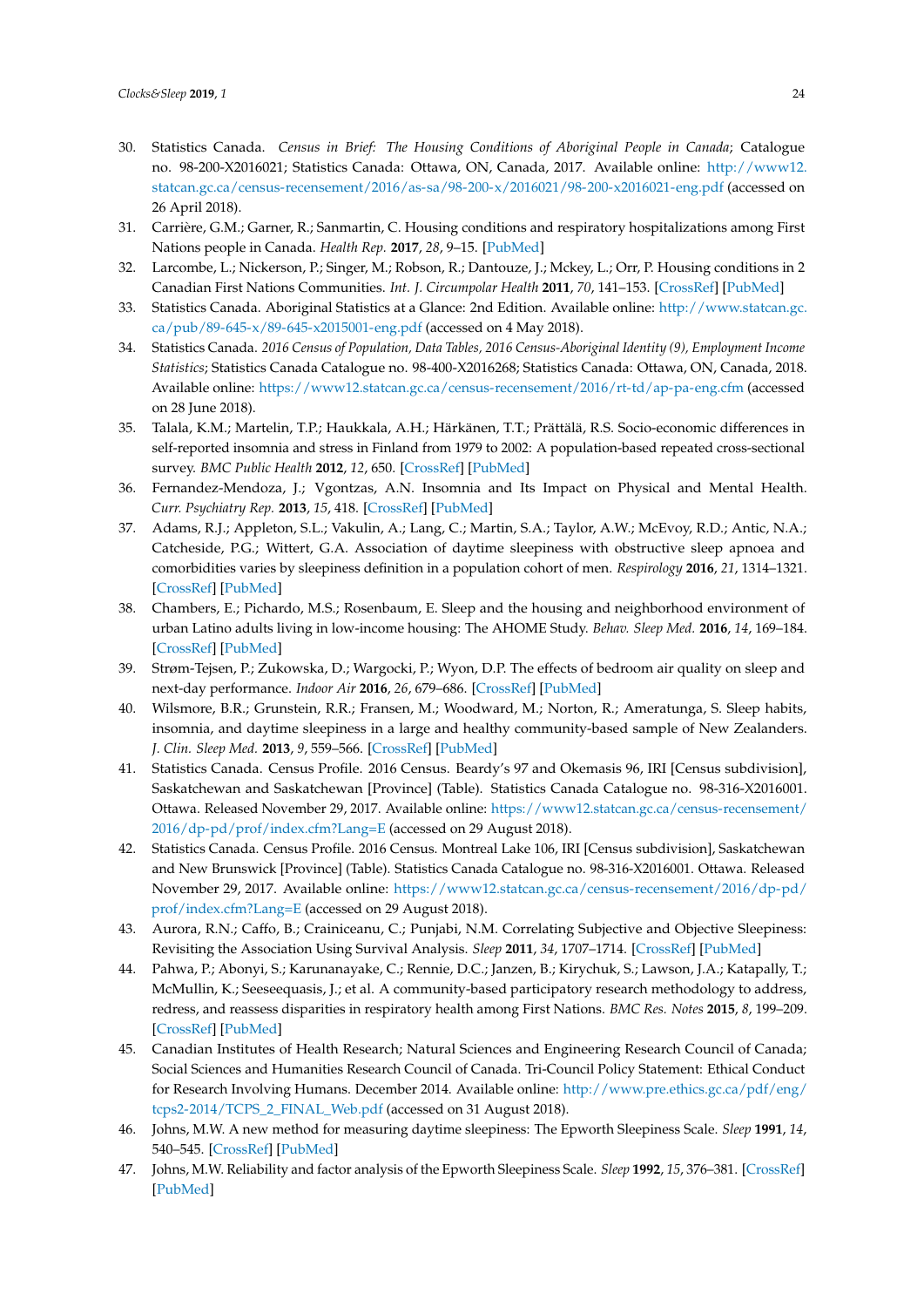30. Statistics Canada. *Census in Brief: The Housing Conditions of Aboriginal People in Canada*; Catalogue no. 98-200-X2016021; Statistics Canada: Ottawa, ON, Canada, 2017. Available online: http://www12.statcan.gc.ca/census-recensement/2016/as-sa/98-200-x/2016021/98-200-x2016021-eng.pdf (accessed on 26 April 2018).
31. Carrière, G.M.; Garner, R.; Sanmartin, C. Housing conditions and respiratory hospitalizations among First Nations people in Canada. *Health Rep.* **2017**, *28*, 9–15. [PubMed]
32. Larcombe, L.; Nickerson, P.; Singer, M.; Robson, R.; Dantouze, J.; Mckey, L.; Orr, P. Housing conditions in 2 Canadian First Nations Communities. *Int. J. Circumpolar Health* **2011**, *70*, 141–153. [CrossRef] [PubMed]
33. Statistics Canada. Aboriginal Statistics at a Glance: 2nd Edition. Available online: http://www.statcan.gc.ca/pub/89-645-x/89-645-x2015001-eng.pdf (accessed on 4 May 2018).
34. Statistics Canada. *2016 Census of Population, Data Tables, 2016 Census-Aboriginal Identity (9), Employment Income Statistics*; Statistics Canada Catalogue no. 98-400-X2016268; Statistics Canada: Ottawa, ON, Canada, 2018. Available online: https://www12.statcan.gc.ca/census-recensement/2016/rt-td/ap-pa-eng.cfm (accessed on 28 June 2018).
35. Talala, K.M.; Martelin, T.P.; Haukkala, A.H.; Härkänen, T.T.; Prättälä, R.S. Socio-economic differences in self-reported insomnia and stress in Finland from 1979 to 2002: A population-based repeated cross-sectional survey. *BMC Public Health* **2012**, *12*, 650. [CrossRef] [PubMed]
36. Fernandez-Mendoza, J.; Vgontzas, A.N. Insomnia and Its Impact on Physical and Mental Health. *Curr. Psychiatry Rep.* **2013**, *15*, 418. [CrossRef] [PubMed]
37. Adams, R.J.; Appleton, S.L.; Vakulin, A.; Lang, C.; Martin, S.A.; Taylor, A.W.; McEvoy, R.D.; Antic, N.A.; Catcheside, P.G.; Wittert, G.A. Association of daytime sleepiness with obstructive sleep apnoea and comorbidities varies by sleepiness definition in a population cohort of men. *Respirology* **2016**, *21*, 1314–1321. [CrossRef] [PubMed]
38. Chambers, E.; Pichardo, M.S.; Rosenbaum, E. Sleep and the housing and neighborhood environment of urban Latino adults living in low-income housing: The AHOME Study. *Behav. Sleep Med.* **2016**, *14*, 169–184. [CrossRef] [PubMed]
39. Strøm-Tejsen, P.; Zukowska, D.; Wargocki, P.; Wyon, D.P. The effects of bedroom air quality on sleep and next-day performance. *Indoor Air* **2016**, *26*, 679–686. [CrossRef] [PubMed]
40. Wilsmore, B.R.; Grunstein, R.R.; Fransen, M.; Woodward, M.; Norton, R.; Ameratunga, S. Sleep habits, insomnia, and daytime sleepiness in a large and healthy community-based sample of New Zealanders. *J. Clin. Sleep Med.* **2013**, *9*, 559–566. [CrossRef] [PubMed]
41. Statistics Canada. Census Profile. 2016 Census. Beardy's 97 and Okemasis 96, IRI [Census subdivision], Saskatchewan and Saskatchewan [Province] (Table). Statistics Canada Catalogue no. 98-316-X2016001. Ottawa. Released November 29, 2017. Available online: https://www12.statcan.gc.ca/census-recensement/2016/dp-pd/prof/index.cfm?Lang=E (accessed on 29 August 2018).
42. Statistics Canada. Census Profile. 2016 Census. Montreal Lake 106, IRI [Census subdivision], Saskatchewan and New Brunswick [Province] (Table). Statistics Canada Catalogue no. 98-316-X2016001. Ottawa. Released November 29, 2017. Available online: https://www12.statcan.gc.ca/census-recensement/2016/dp-pd/prof/index.cfm?Lang=E (accessed on 29 August 2018).
43. Aurora, R.N.; Caffo, B.; Crainiceanu, C.; Punjabi, N.M. Correlating Subjective and Objective Sleepiness: Revisiting the Association Using Survival Analysis. *Sleep* **2011**, *34*, 1707–1714. [CrossRef] [PubMed]
44. Pahwa, P.; Abonyi, S.; Karunanayake, C.; Rennie, D.C.; Janzen, B.; Kirychuk, S.; Lawson, J.A.; Katapally, T.; McMullin, K.; Seeseequasis, J.; et al. A community-based participatory research methodology to address, redress, and reassess disparities in respiratory health among First Nations. *BMC Res. Notes* **2015**, *8*, 199–209. [CrossRef] [PubMed]
45. Canadian Institutes of Health Research; Natural Sciences and Engineering Research Council of Canada; Social Sciences and Humanities Research Council of Canada. Tri-Council Policy Statement: Ethical Conduct for Research Involving Humans. December 2014. Available online: http://www.pre.ethics.gc.ca/pdf/eng/tcps2-2014/TCPS_2_FINAL_Web.pdf (accessed on 31 August 2018).
46. Johns, M.W. A new method for measuring daytime sleepiness: The Epworth Sleepiness Scale. *Sleep* **1991**, *14*, 540–545. [CrossRef] [PubMed]
47. Johns, M.W. Reliability and factor analysis of the Epworth Sleepiness Scale. *Sleep* **1992**, *15*, 376–381. [CrossRef] [PubMed]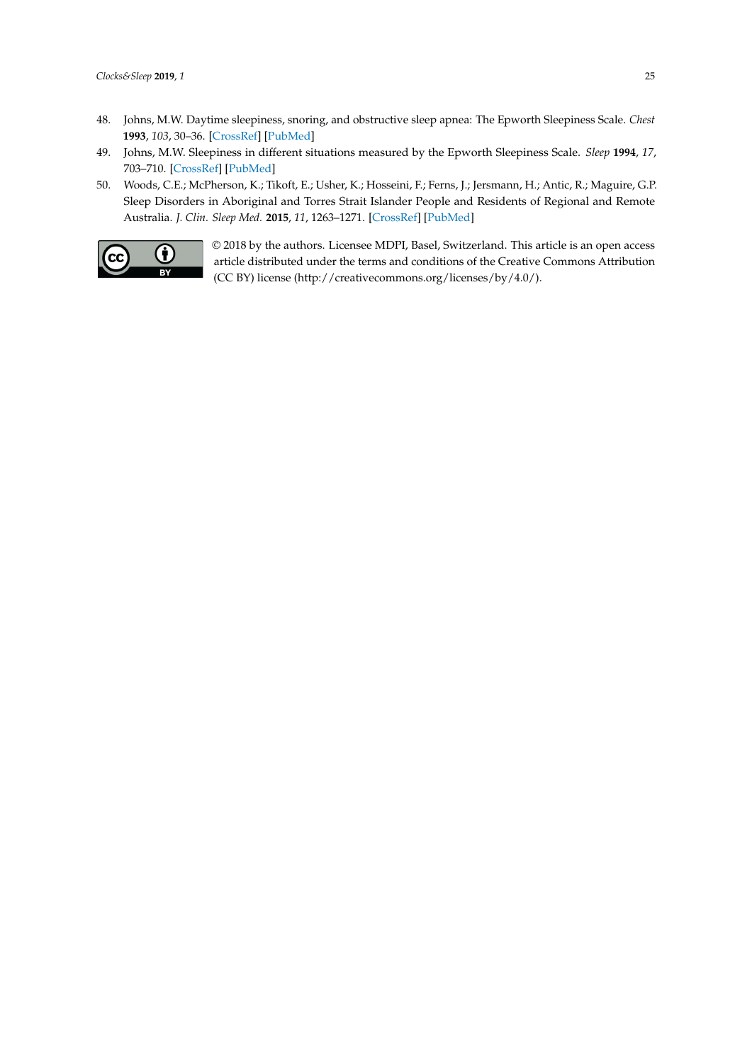48. Johns, M.W. Daytime sleepiness, snoring, and obstructive sleep apnea: The Epworth Sleepiness Scale. *Chest* **1993**, *103*, 30–36. [CrossRef] [PubMed]
49. Johns, M.W. Sleepiness in different situations measured by the Epworth Sleepiness Scale. *Sleep* **1994**, *17*, 703–710. [CrossRef] [PubMed]
50. Woods, C.E.; McPherson, K.; Tikoft, E.; Usher, K.; Hosseini, F.; Ferns, J.; Jersmann, H.; Antic, R.; Maguire, G.P. Sleep Disorders in Aboriginal and Torres Strait Islander People and Residents of Regional and Remote Australia. *J. Clin. Sleep Med.* **2015**, *11*, 1263–1271. [CrossRef] [PubMed]

© 2018 by the authors. Licensee MDPI, Basel, Switzerland. This article is an open access article distributed under the terms and conditions of the Creative Commons Attribution (CC BY) license (http://creativecommons.org/licenses/by/4.0/).